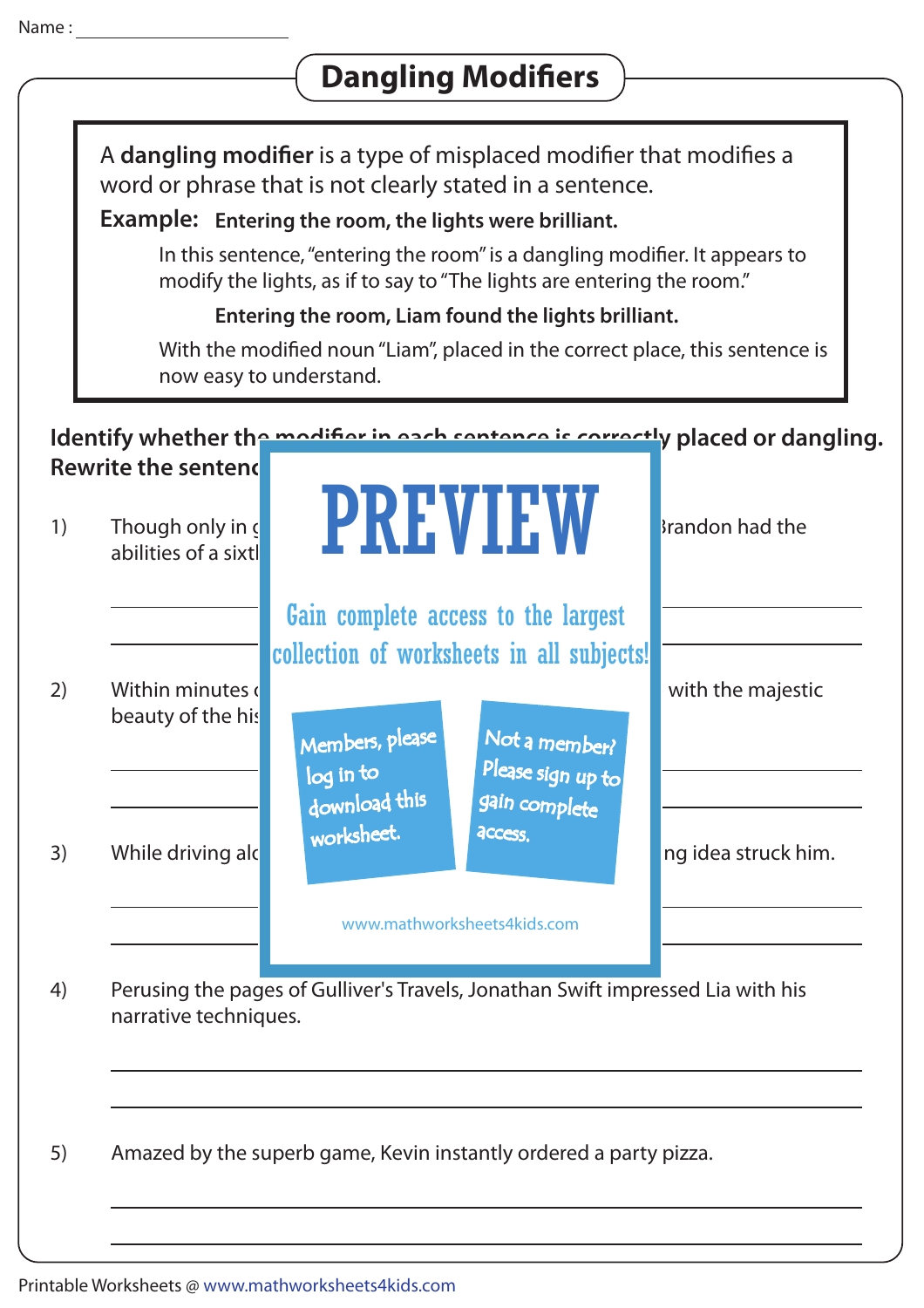Name : ____________________

# Dangling Modifiers

A **dangling modifier** is a type of misplaced modifier that modifies a word or phrase that is not clearly stated in a sentence.

**Example: Entering the room, the lights were brilliant.**

In this sentence, "entering the room" is a dangling modifier. It appears to modify the lights, as if to say to "The lights are entering the room."

**Entering the room, Liam found the lights brilliant.**

With the modified noun "Liam", placed in the correct place, this sentence is now easy to understand.

**Identify whether the modifier in each sentence is correctly placed or dangling. Rewrite the sentenc**

1) Though only in g Brandon had the abilities of a sixtl

______________________________________________

______________________________________________

2) Within minutes c with the majestic beauty of the his

______________________________________________

______________________________________________

3) While driving alc ng idea struck him.

______________________________________________

______________________________________________

4) Perusing the pages of Gulliver's Travels, Jonathan Swift impressed Lia with his narrative techniques.

______________________________________________

______________________________________________

5) Amazed by the superb game, Kevin instantly ordered a party pizza.

______________________________________________

______________________________________________

PREVIEW

Gain complete access to the largest collection of worksheets in all subjects!

Members, please log in to download this worksheet.

Not a member? Please sign up to gain complete access.

www.mathworksheets4kids.com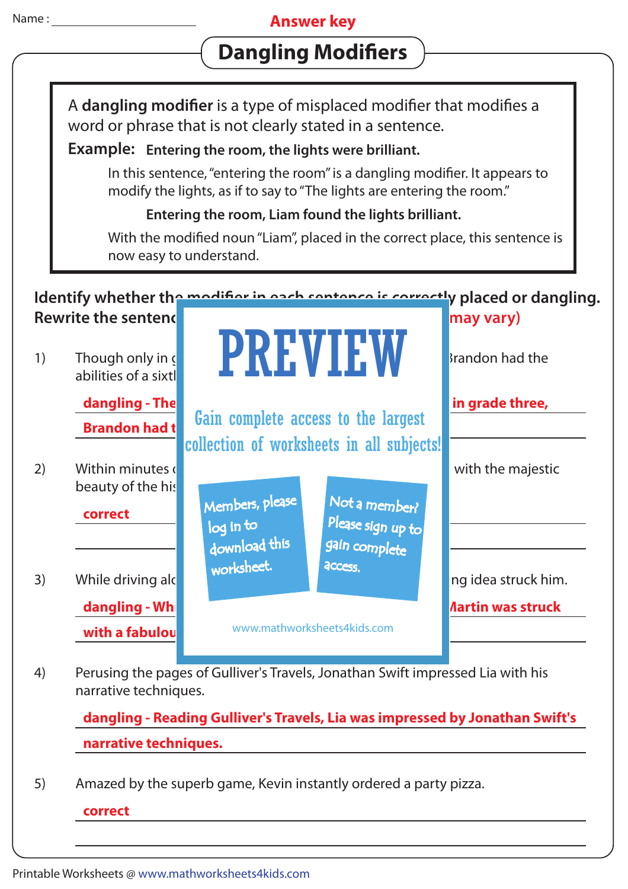Name : ______________________

**Answer key**

# Dangling Modifiers

A **dangling modifier** is a type of misplaced modifier that modifies a word or phrase that is not clearly stated in a sentence.

**Example:** **Entering the room, the lights were brilliant.**

In this sentence, "entering the room" is a dangling modifier. It appears to modify the lights, as if to say to "The lights are entering the room."

**Entering the room, Liam found the lights brilliant.**

With the modified noun "Liam", placed in the correct place, this sentence is now easy to understand.

**Identify whether the modifier in each sentence is correctly placed or dangling. Rewrite the sentenc** **may vary)**

1) Though only in g Brandon had the abilities of a sixtl

**dangling - The** **in grade three,**

**Brandon had t**

2) Within minutes o with the majestic beauty of the his

**correct**

3) While driving alo ng idea struck him.

**dangling - Whi** **Martin was struck**

**with a fabulou**

4) Perusing the pages of Gulliver's Travels, Jonathan Swift impressed Lia with his narrative techniques.

**dangling - Reading Gulliver's Travels, Lia was impressed by Jonathan Swift's narrative techniques.**

5) Amazed by the superb game, Kevin instantly ordered a party pizza.

**correct**

Printable Worksheets @ www.mathworksheets4kids.com